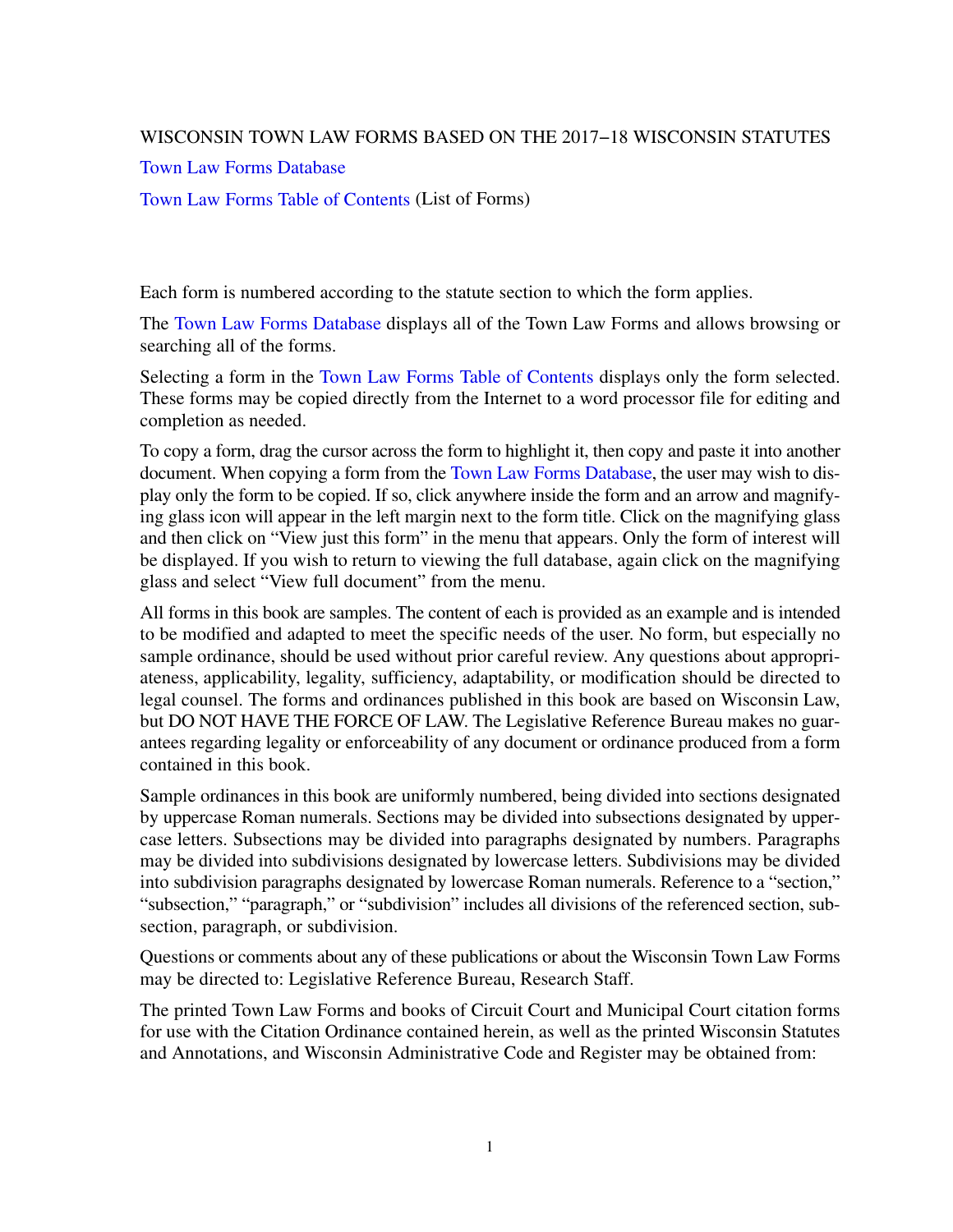WISCONSIN TOWN LAW FORMS BASED ON THE 2017−18 WISCONSIN STATUTES

Town Law Forms Database

Town Law Forms Table of Contents (List of Forms)

Each form is numbered according to the statute section to which the form applies.

The Town Law Forms Database displays all of the Town Law Forms and allows browsing or searching all of the forms.

Selecting a form in the Town Law Forms Table of Contents displays only the form selected. These forms may be copied directly from the Internet to a word processor file for editing and completion as needed.

To copy a form, drag the cursor across the form to highlight it, then copy and paste it into another document. When copying a form from the Town Law Forms Database, the user may wish to display only the form to be copied. If so, click anywhere inside the form and an arrow and magnifying glass icon will appear in the left margin next to the form title. Click on the magnifying glass and then click on "View just this form" in the menu that appears. Only the form of interest will be displayed. If you wish to return to viewing the full database, again click on the magnifying glass and select "View full document" from the menu.

All forms in this book are samples. The content of each is provided as an example and is intended to be modified and adapted to meet the specific needs of the user. No form, but especially no sample ordinance, should be used without prior careful review. Any questions about appropriateness, applicability, legality, sufficiency, adaptability, or modification should be directed to legal counsel. The forms and ordinances published in this book are based on Wisconsin Law, but DO NOT HAVE THE FORCE OF LAW. The Legislative Reference Bureau makes no guarantees regarding legality or enforceability of any document or ordinance produced from a form contained in this book.

Sample ordinances in this book are uniformly numbered, being divided into sections designated by uppercase Roman numerals. Sections may be divided into subsections designated by uppercase letters. Subsections may be divided into paragraphs designated by numbers. Paragraphs may be divided into subdivisions designated by lowercase letters. Subdivisions may be divided into subdivision paragraphs designated by lowercase Roman numerals. Reference to a "section," "subsection," "paragraph," or "subdivision" includes all divisions of the referenced section, subsection, paragraph, or subdivision.

Questions or comments about any of these publications or about the Wisconsin Town Law Forms may be directed to: Legislative Reference Bureau, Research Staff.

The printed Town Law Forms and books of Circuit Court and Municipal Court citation forms for use with the Citation Ordinance contained herein, as well as the printed Wisconsin Statutes and Annotations, and Wisconsin Administrative Code and Register may be obtained from: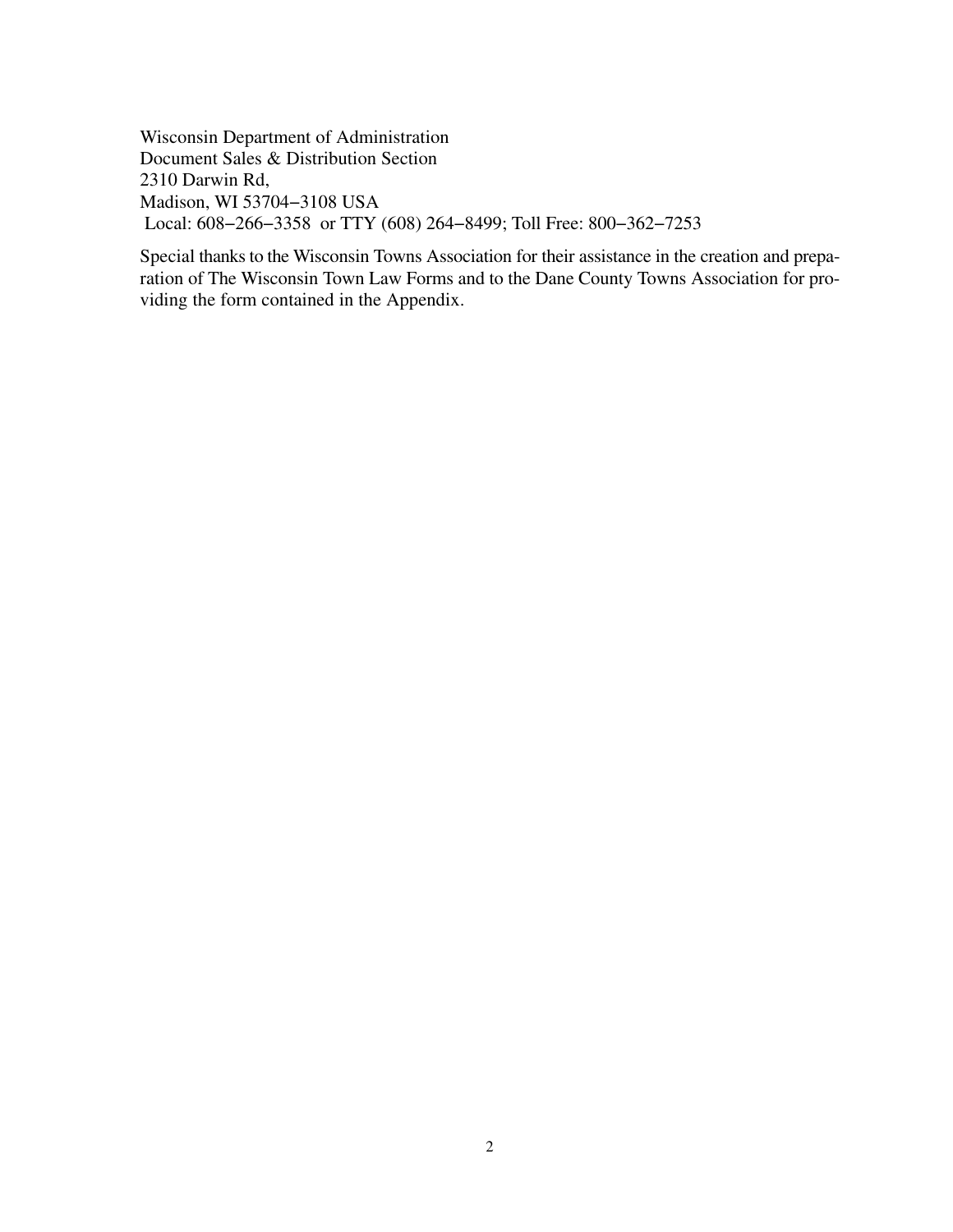Wisconsin Department of Administration
Document Sales & Distribution Section
2310 Darwin Rd,
Madison, WI 53704−3108 USA
Local: 608−266−3358 or TTY (608) 264−8499; Toll Free: 800−362−7253

Special thanks to the Wisconsin Towns Association for their assistance in the creation and preparation of The Wisconsin Town Law Forms and to the Dane County Towns Association for providing the form contained in the Appendix.